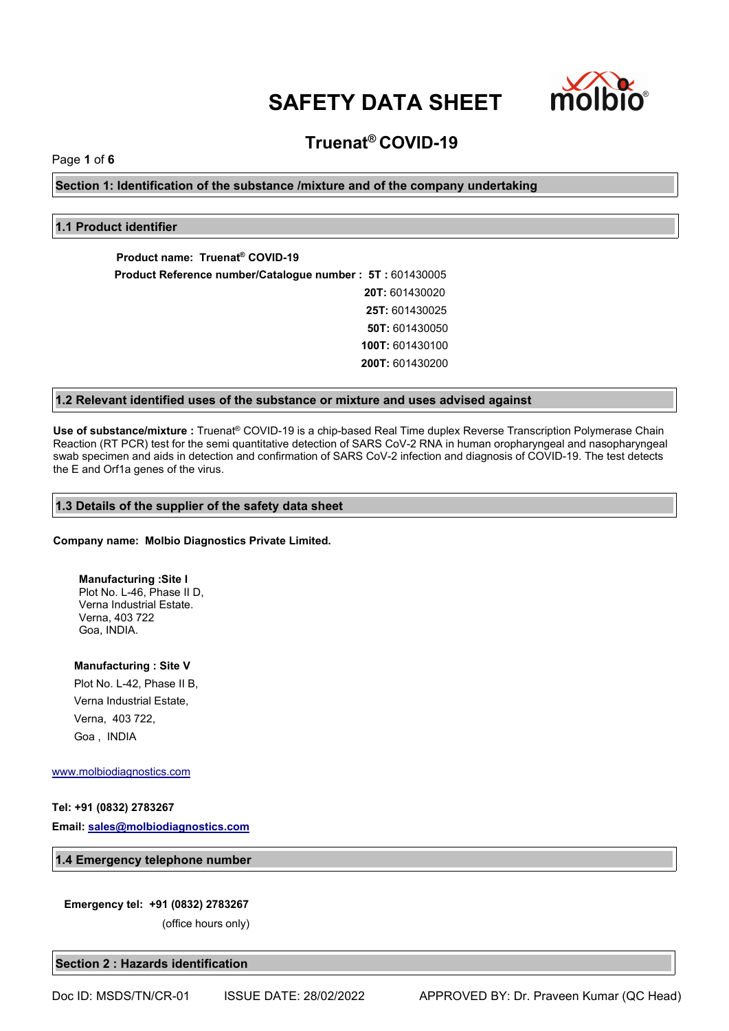# SAFETY DATA SHEET

## Truenat® COVID-19

## Section 1: Identification of the substance /mixture and of the company undertaking

### 1.1 Product identifier

**Product name: Truenat® COVID-19**

**Product Reference number/Catalogue number : 5T :** 601430005
**20T:** 601430020
**25T:** 601430025
**50T:** 601430050
**100T:** 601430100
**200T:** 601430200

### 1.2 Relevant identified uses of the substance or mixture and uses advised against

**Use of substance/mixture :** Truenat® COVID-19 is a chip-based Real Time duplex Reverse Transcription Polymerase Chain Reaction (RT PCR) test for the semi quantitative detection of SARS CoV-2 RNA in human oropharyngeal and nasopharyngeal swab specimen and aids in detection and confirmation of SARS CoV-2 infection and diagnosis of COVID-19. The test detects the E and Orf1a genes of the virus.

### 1.3 Details of the supplier of the safety data sheet

**Company name: Molbio Diagnostics Private Limited.**

**Manufacturing :Site I**
Plot No. L-46, Phase II D,
Verna Industrial Estate.
Verna, 403 722
Goa, INDIA.

**Manufacturing : Site V**
Plot No. L-42, Phase II B,
Verna Industrial Estate,
Verna, 403 722,
Goa , INDIA

www.molbiodiagnostics.com

**Tel: +91 (0832) 2783267**

**Email: sales@molbiodiagnostics.com**

### 1.4 Emergency telephone number

**Emergency tel: +91 (0832) 2783267**
(office hours only)

## Section 2 : Hazards identification

Doc ID: MSDS/TN/CR-01 ISSUE DATE: 28/02/2022 APPROVED BY: Dr. Praveen Kumar (QC Head)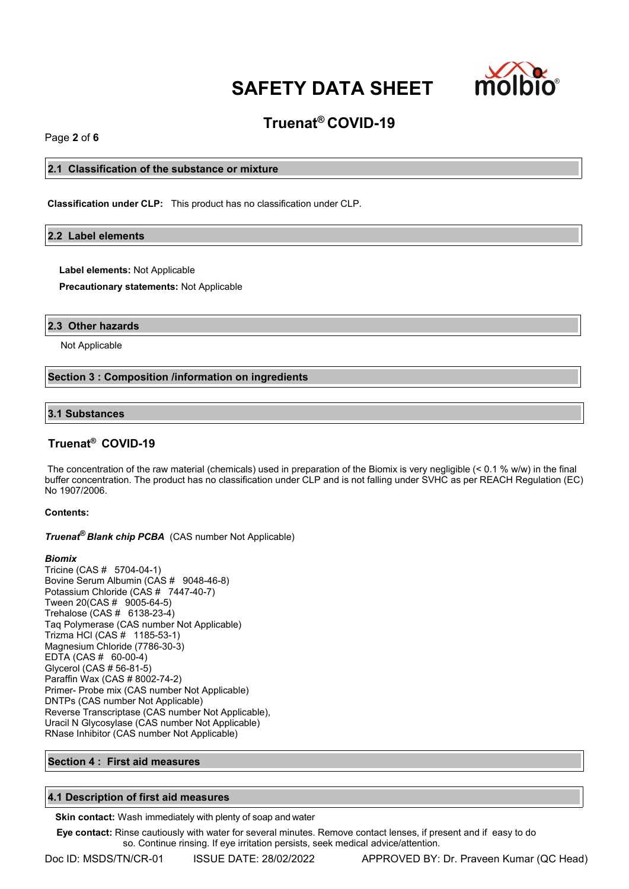## 2.1 Classification of the substance or mixture

**Classification under CLP:** This product has no classification under CLP.

## 2.2 Label elements

**Label elements:** Not Applicable

**Precautionary statements:** Not Applicable

## 2.3 Other hazards

Not Applicable

# Section 3 : Composition /information on ingredients

## 3.1 Substances

### Truenat® COVID-19

The concentration of the raw material (chemicals) used in preparation of the Biomix is very negligible (< 0.1 % w/w) in the final buffer concentration. The product has no classification under CLP and is not falling under SVHC as per REACH Regulation (EC) No 1907/2006.

**Contents:**

***Truenat® Blank chip PCBA*** (CAS number Not Applicable)

***Biomix***
Tricine (CAS # 5704-04-1)
Bovine Serum Albumin (CAS # 9048-46-8)
Potassium Chloride (CAS # 7447-40-7)
Tween 20(CAS # 9005-64-5)
Trehalose (CAS # 6138-23-4)
Taq Polymerase (CAS number Not Applicable)
Trizma HCl (CAS # 1185-53-1)
Magnesium Chloride (7786-30-3)
EDTA (CAS # 60-00-4)
Glycerol (CAS # 56-81-5)
Paraffin Wax (CAS # 8002-74-2)
Primer- Probe mix (CAS number Not Applicable)
DNTPs (CAS number Not Applicable)
Reverse Transcriptase (CAS number Not Applicable),
Uracil N Glycosylase (CAS number Not Applicable)
RNase Inhibitor (CAS number Not Applicable)

# Section 4 : First aid measures

## 4.1 Description of first aid measures

**Skin contact:** Wash immediately with plenty of soap and water

**Eye contact:** Rinse cautiously with water for several minutes. Remove contact lenses, if present and if easy to do so. Continue rinsing. If eye irritation persists, seek medical advice/attention.

Doc ID: MSDS/TN/CR-01 ISSUE DATE: 28/02/2022 APPROVED BY: Dr. Praveen Kumar (QC Head)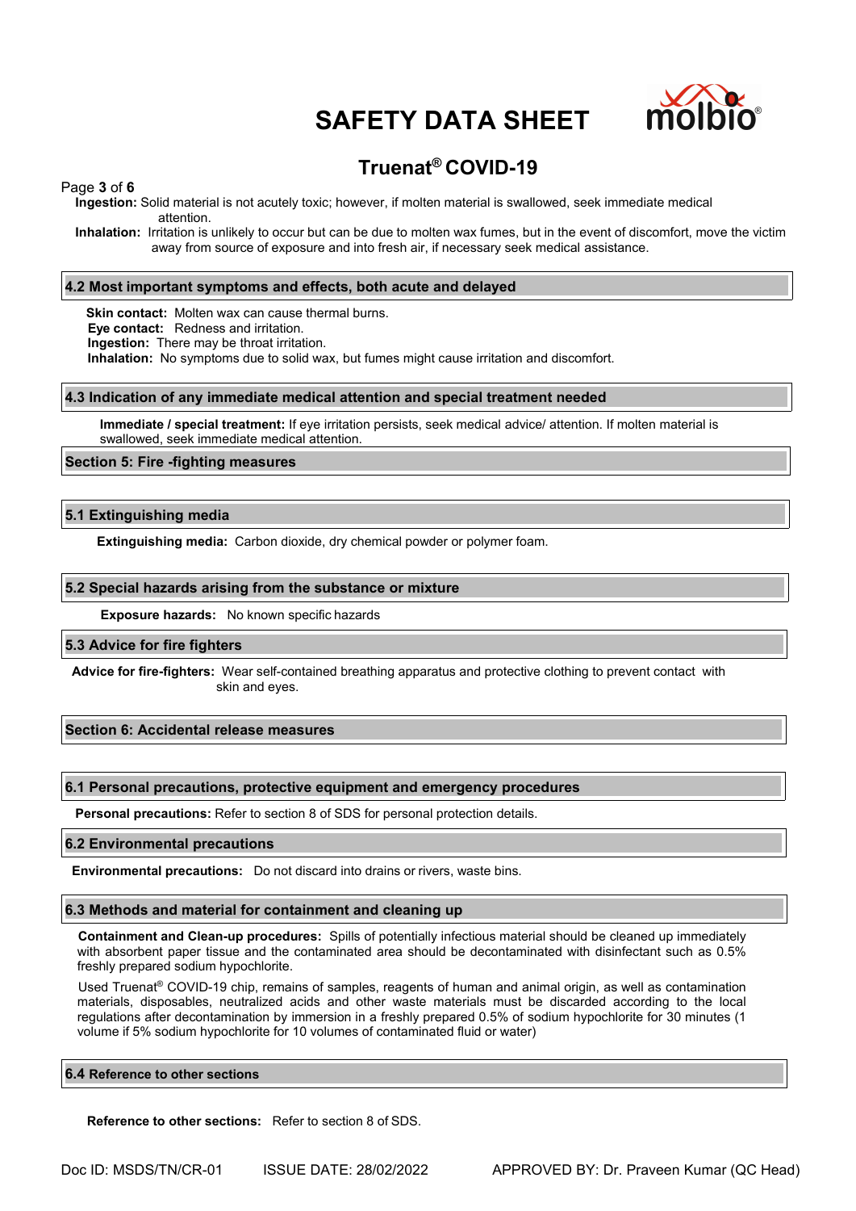**Ingestion:** Solid material is not acutely toxic; however, if molten material is swallowed, seek immediate medical attention.

**Inhalation:** Irritation is unlikely to occur but can be due to molten wax fumes, but in the event of discomfort, move the victim away from source of exposure and into fresh air, if necessary seek medical assistance.

### 4.2 Most important symptoms and effects, both acute and delayed

**Skin contact:** Molten wax can cause thermal burns.
**Eye contact:** Redness and irritation.
**Ingestion:** There may be throat irritation.
**Inhalation:** No symptoms due to solid wax, but fumes might cause irritation and discomfort.

### 4.3 Indication of any immediate medical attention and special treatment needed

**Immediate / special treatment:** If eye irritation persists, seek medical advice/ attention. If molten material is swallowed, seek immediate medical attention.

## Section 5: Fire -fighting measures

### 5.1 Extinguishing media

**Extinguishing media:** Carbon dioxide, dry chemical powder or polymer foam.

### 5.2 Special hazards arising from the substance or mixture

**Exposure hazards:** No known specific hazards

### 5.3 Advice for fire fighters

**Advice for fire-fighters:** Wear self-contained breathing apparatus and protective clothing to prevent contact with skin and eyes.

## Section 6: Accidental release measures

### 6.1 Personal precautions, protective equipment and emergency procedures

**Personal precautions:** Refer to section 8 of SDS for personal protection details.

### 6.2 Environmental precautions

**Environmental precautions:** Do not discard into drains or rivers, waste bins.

### 6.3 Methods and material for containment and cleaning up

**Containment and Clean-up procedures:** Spills of potentially infectious material should be cleaned up immediately with absorbent paper tissue and the contaminated area should be decontaminated with disinfectant such as 0.5% freshly prepared sodium hypochlorite.

Used Truenat® COVID-19 chip, remains of samples, reagents of human and animal origin, as well as contamination materials, disposables, neutralized acids and other waste materials must be discarded according to the local regulations after decontamination by immersion in a freshly prepared 0.5% of sodium hypochlorite for 30 minutes (1 volume if 5% sodium hypochlorite for 10 volumes of contaminated fluid or water)

### 6.4 Reference to other sections

**Reference to other sections:** Refer to section 8 of SDS.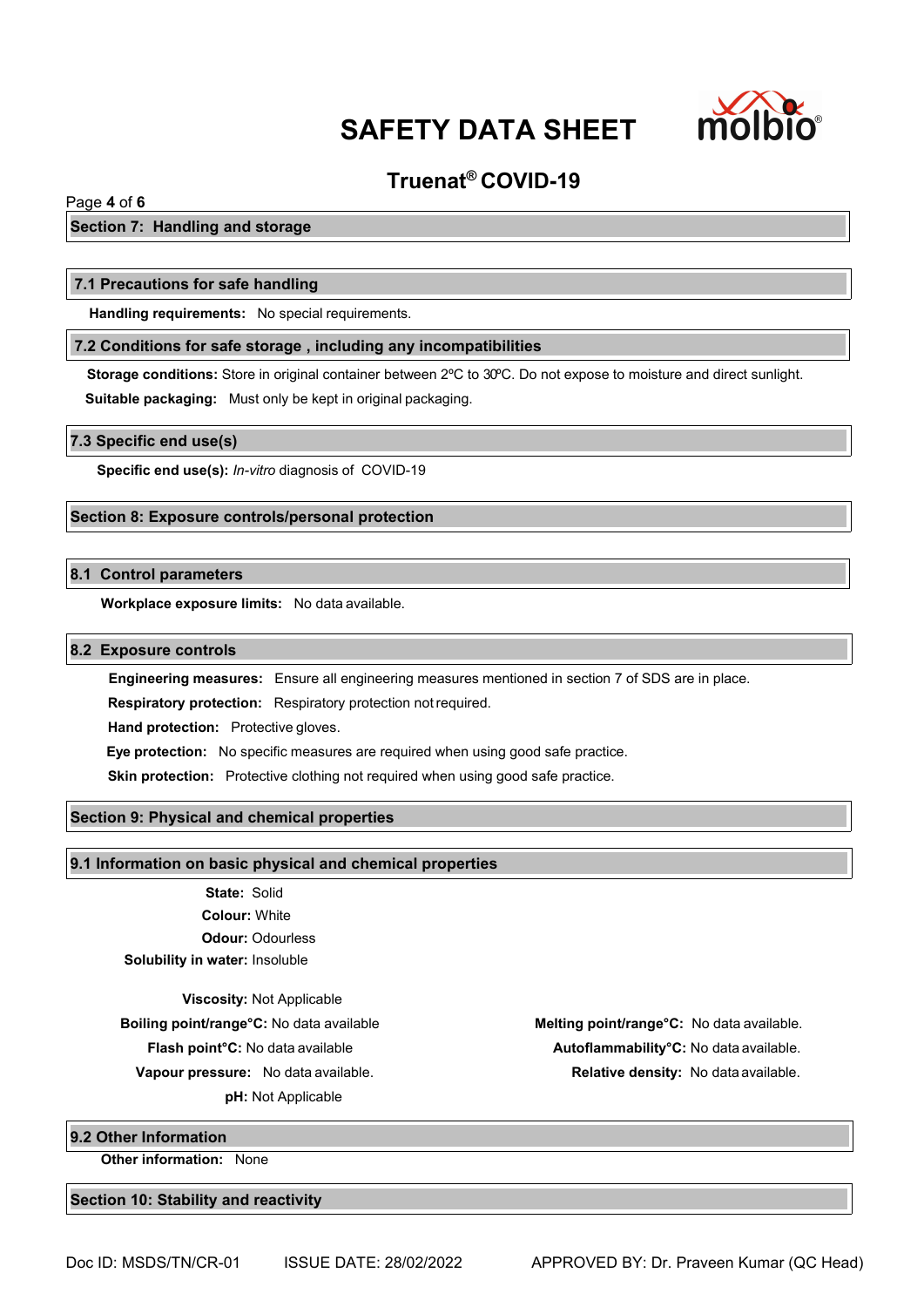## Section 7: Handling and storage

### 7.1 Precautions for safe handling

**Handling requirements:** No special requirements.

### 7.2 Conditions for safe storage , including any incompatibilities

**Storage conditions:** Store in original container between 2ºC to 30ºC. Do not expose to moisture and direct sunlight.

**Suitable packaging:** Must only be kept in original packaging.

### 7.3 Specific end use(s)

**Specific end use(s):** *In-vitro* diagnosis of COVID-19

## Section 8: Exposure controls/personal protection

### 8.1 Control parameters

**Workplace exposure limits:** No data available.

### 8.2 Exposure controls

**Engineering measures:** Ensure all engineering measures mentioned in section 7 of SDS are in place.

**Respiratory protection:** Respiratory protection not required.

**Hand protection:** Protective gloves.

**Eye protection:** No specific measures are required when using good safe practice.

**Skin protection:** Protective clothing not required when using good safe practice.

## Section 9: Physical and chemical properties

### 9.1 Information on basic physical and chemical properties

**State:** Solid

**Colour:** White

**Odour:** Odourless

**Solubility in water:** Insoluble

**Viscosity:** Not Applicable

**Boiling point/range°C:** No data available

**Flash point°C:** No data available

**Vapour pressure:** No data available.

**pH:** Not Applicable

**Melting point/range°C:** No data available.

**Autoflammability°C:** No data available.

**Relative density:** No data available.

### 9.2 Other Information

**Other information:** None

## Section 10: Stability and reactivity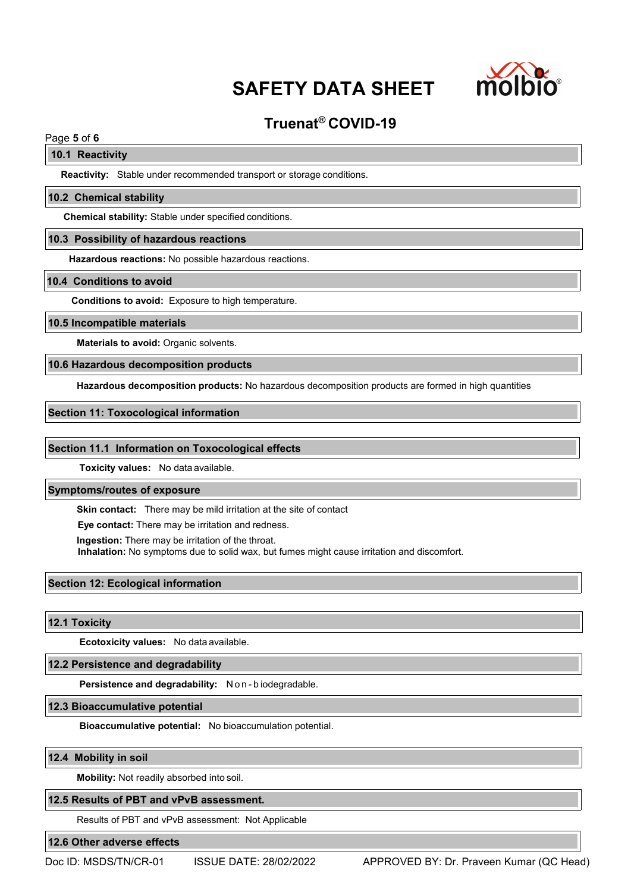## 10.1 Reactivity

**Reactivity:** Stable under recommended transport or storage conditions.

## 10.2 Chemical stability

**Chemical stability:** Stable under specified conditions.

## 10.3 Possibility of hazardous reactions

**Hazardous reactions:** No possible hazardous reactions.

## 10.4 Conditions to avoid

**Conditions to avoid:** Exposure to high temperature.

## 10.5 Incompatible materials

**Materials to avoid:** Organic solvents.

## 10.6 Hazardous decomposition products

**Hazardous decomposition products:** No hazardous decomposition products are formed in high quantities

## Section 11: Toxocological information

## Section 11.1 Information on Toxocological effects

**Toxicity values:** No data available.

## Symptoms/routes of exposure

**Skin contact:** There may be mild irritation at the site of contact

**Eye contact:** There may be irritation and redness.

**Ingestion:** There may be irritation of the throat.

**Inhalation:** No symptoms due to solid wax, but fumes might cause irritation and discomfort.

## Section 12: Ecological information

## 12.1 Toxicity

**Ecotoxicity values:** No data available.

## 12.2 Persistence and degradability

**Persistence and degradability:** Non-biodegradable.

## 12.3 Bioaccumulative potential

**Bioaccumulative potential:** No bioaccumulation potential.

## 12.4 Mobility in soil

**Mobility:** Not readily absorbed into soil.

## 12.5 Results of PBT and vPvB assessment.

Results of PBT and vPvB assessment: Not Applicable

## 12.6 Other adverse effects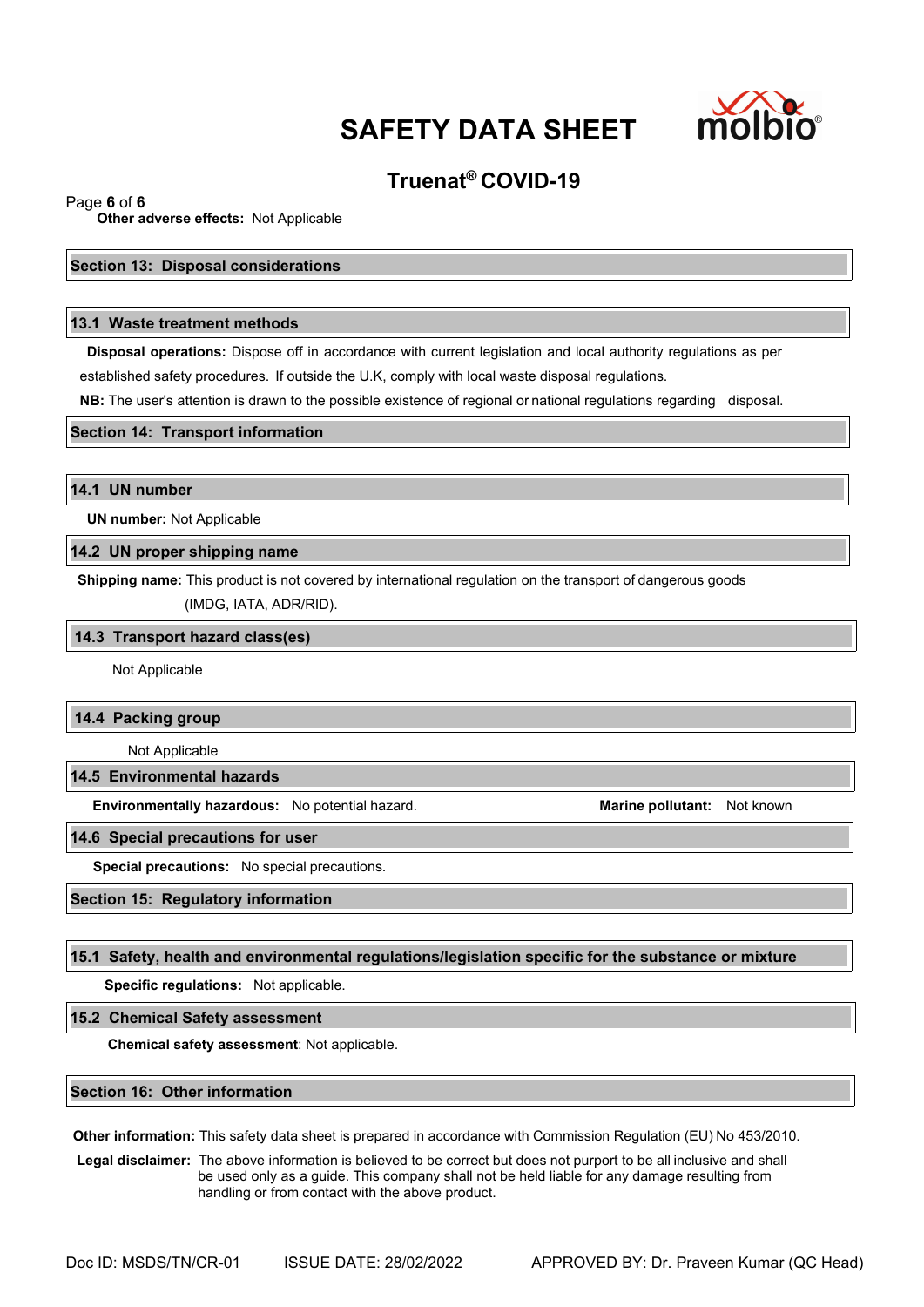**Other adverse effects:** Not Applicable

## Section 13: Disposal considerations

### 13.1 Waste treatment methods

**Disposal operations:** Dispose off in accordance with current legislation and local authority regulations as per established safety procedures. If outside the U.K, comply with local waste disposal regulations.

**NB:** The user's attention is drawn to the possible existence of regional or national regulations regarding disposal.

## Section 14: Transport information

### 14.1 UN number

**UN number:** Not Applicable

### 14.2 UN proper shipping name

**Shipping name:** This product is not covered by international regulation on the transport of dangerous goods (IMDG, IATA, ADR/RID).

### 14.3 Transport hazard class(es)

Not Applicable

### 14.4 Packing group

Not Applicable

### 14.5 Environmental hazards

**Environmentally hazardous:** No potential hazard. **Marine pollutant:** Not known

### 14.6 Special precautions for user

**Special precautions:** No special precautions.

## Section 15: Regulatory information

### 15.1 Safety, health and environmental regulations/legislation specific for the substance or mixture

**Specific regulations:** Not applicable.

### 15.2 Chemical Safety assessment

**Chemical safety assessment**: Not applicable.

## Section 16: Other information

**Other information:** This safety data sheet is prepared in accordance with Commission Regulation (EU) No 453/2010.

**Legal disclaimer:** The above information is believed to be correct but does not purport to be all inclusive and shall be used only as a guide. This company shall not be held liable for any damage resulting from handling or from contact with the above product.

Doc ID: MSDS/TN/CR-01 ISSUE DATE: 28/02/2022 APPROVED BY: Dr. Praveen Kumar (QC Head)